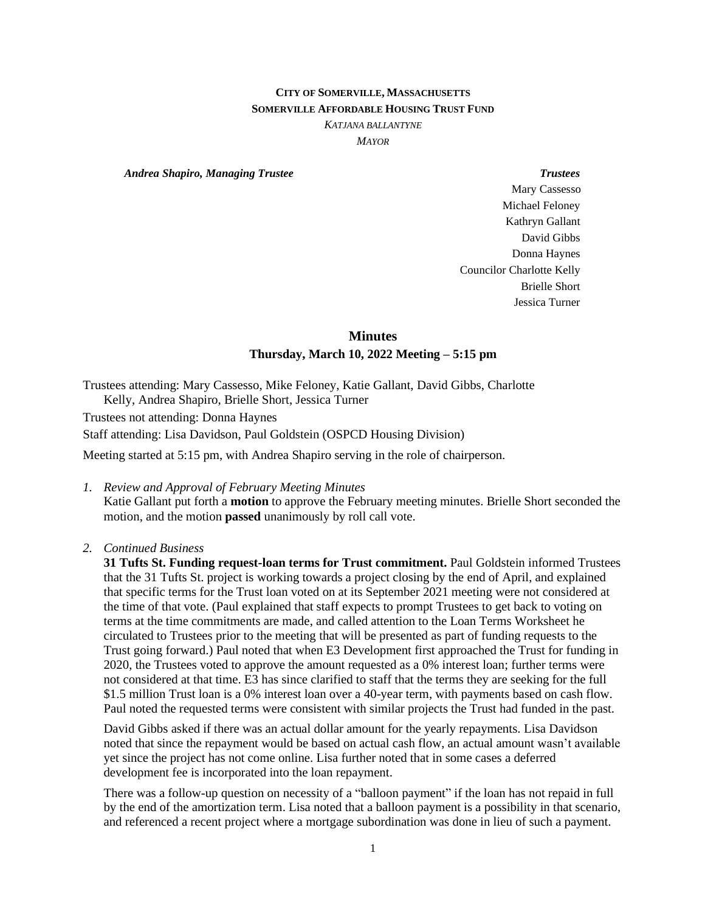**CITY OF SOMERVILLE, MASSACHUSETTS**
**SOMERVILLE AFFORDABLE HOUSING TRUST FUND**
*KATJANA BALLANTYNE*
*MAYOR*

***Andrea Shapiro, Managing Trustee***

***Trustees***
Mary Cassesso
Michael Feloney
Kathryn Gallant
David Gibbs
Donna Haynes
Councilor Charlotte Kelly
Brielle Short
Jessica Turner

## Minutes

### Thursday, March 10, 2022 Meeting – 5:15 pm

Trustees attending: Mary Cassesso, Mike Feloney, Katie Gallant, David Gibbs, Charlotte Kelly, Andrea Shapiro, Brielle Short, Jessica Turner

Trustees not attending: Donna Haynes

Staff attending: Lisa Davidson, Paul Goldstein (OSPCD Housing Division)

Meeting started at 5:15 pm, with Andrea Shapiro serving in the role of chairperson.

1. *Review and Approval of February Meeting Minutes*
   Katie Gallant put forth a **motion** to approve the February meeting minutes. Brielle Short seconded the motion, and the motion **passed** unanimously by roll call vote.

2. *Continued Business*
   **31 Tufts St. Funding request-loan terms for Trust commitment.** Paul Goldstein informed Trustees that the 31 Tufts St. project is working towards a project closing by the end of April, and explained that specific terms for the Trust loan voted on at its September 2021 meeting were not considered at the time of that vote. (Paul explained that staff expects to prompt Trustees to get back to voting on terms at the time commitments are made, and called attention to the Loan Terms Worksheet he circulated to Trustees prior to the meeting that will be presented as part of funding requests to the Trust going forward.) Paul noted that when E3 Development first approached the Trust for funding in 2020, the Trustees voted to approve the amount requested as a 0% interest loan; further terms were not considered at that time. E3 has since clarified to staff that the terms they are seeking for the full $1.5 million Trust loan is a 0% interest loan over a 40-year term, with payments based on cash flow. Paul noted the requested terms were consistent with similar projects the Trust had funded in the past.

   David Gibbs asked if there was an actual dollar amount for the yearly repayments. Lisa Davidson noted that since the repayment would be based on actual cash flow, an actual amount wasn't available yet since the project has not come online. Lisa further noted that in some cases a deferred development fee is incorporated into the loan repayment.

   There was a follow-up question on necessity of a "balloon payment" if the loan has not repaid in full by the end of the amortization term. Lisa noted that a balloon payment is a possibility in that scenario, and referenced a recent project where a mortgage subordination was done in lieu of such a payment.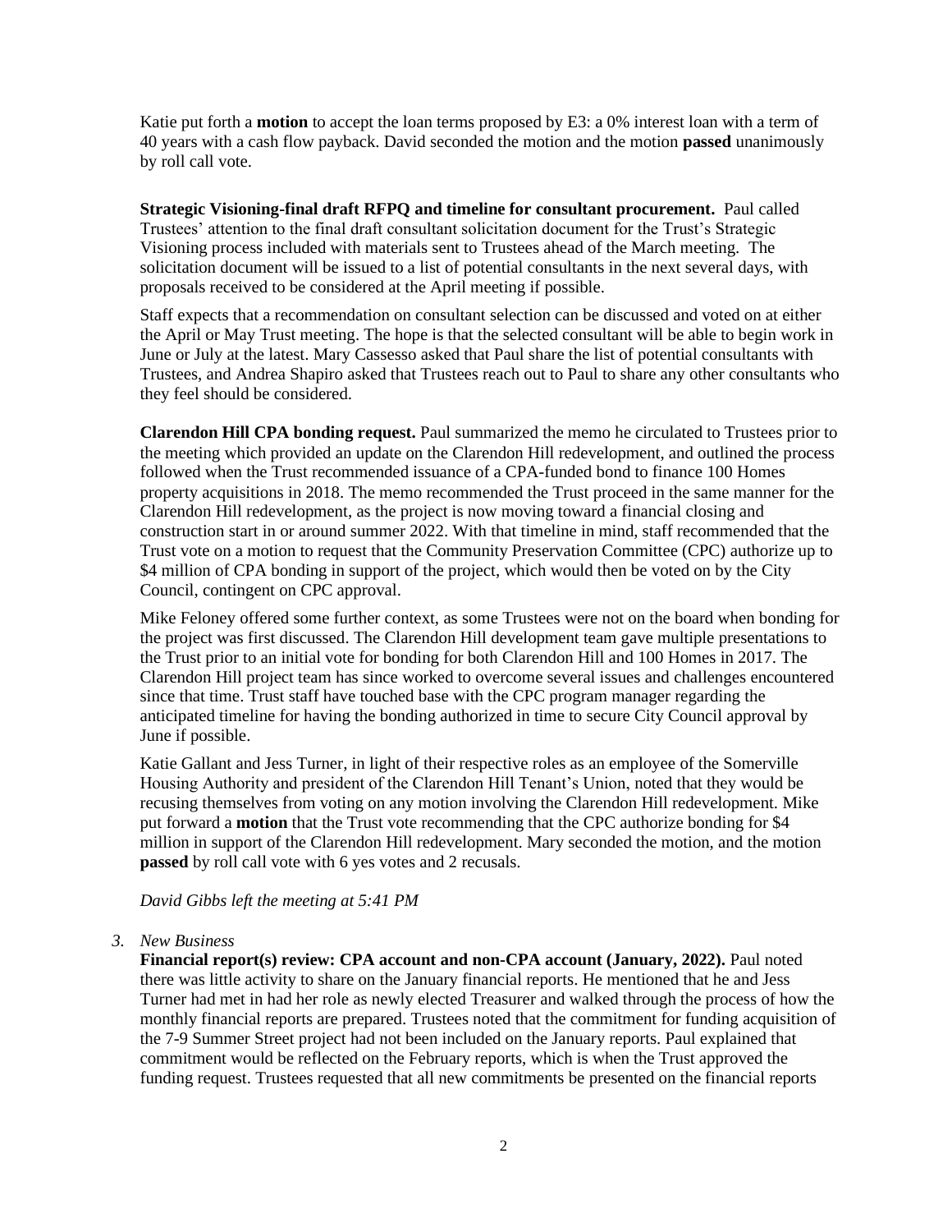Katie put forth a **motion** to accept the loan terms proposed by E3: a 0% interest loan with a term of 40 years with a cash flow payback. David seconded the motion and the motion **passed** unanimously by roll call vote.

**Strategic Visioning-final draft RFPQ and timeline for consultant procurement.** Paul called Trustees' attention to the final draft consultant solicitation document for the Trust's Strategic Visioning process included with materials sent to Trustees ahead of the March meeting. The solicitation document will be issued to a list of potential consultants in the next several days, with proposals received to be considered at the April meeting if possible.

Staff expects that a recommendation on consultant selection can be discussed and voted on at either the April or May Trust meeting. The hope is that the selected consultant will be able to begin work in June or July at the latest. Mary Cassesso asked that Paul share the list of potential consultants with Trustees, and Andrea Shapiro asked that Trustees reach out to Paul to share any other consultants who they feel should be considered.

**Clarendon Hill CPA bonding request.** Paul summarized the memo he circulated to Trustees prior to the meeting which provided an update on the Clarendon Hill redevelopment, and outlined the process followed when the Trust recommended issuance of a CPA-funded bond to finance 100 Homes property acquisitions in 2018. The memo recommended the Trust proceed in the same manner for the Clarendon Hill redevelopment, as the project is now moving toward a financial closing and construction start in or around summer 2022. With that timeline in mind, staff recommended that the Trust vote on a motion to request that the Community Preservation Committee (CPC) authorize up to \$4 million of CPA bonding in support of the project, which would then be voted on by the City Council, contingent on CPC approval.

Mike Feloney offered some further context, as some Trustees were not on the board when bonding for the project was first discussed. The Clarendon Hill development team gave multiple presentations to the Trust prior to an initial vote for bonding for both Clarendon Hill and 100 Homes in 2017. The Clarendon Hill project team has since worked to overcome several issues and challenges encountered since that time. Trust staff have touched base with the CPC program manager regarding the anticipated timeline for having the bonding authorized in time to secure City Council approval by June if possible.

Katie Gallant and Jess Turner, in light of their respective roles as an employee of the Somerville Housing Authority and president of the Clarendon Hill Tenant's Union, noted that they would be recusing themselves from voting on any motion involving the Clarendon Hill redevelopment. Mike put forward a **motion** that the Trust vote recommending that the CPC authorize bonding for \$4 million in support of the Clarendon Hill redevelopment. Mary seconded the motion, and the motion **passed** by roll call vote with 6 yes votes and 2 recusals.

*David Gibbs left the meeting at 5:41 PM*

*3. New Business*

**Financial report(s) review: CPA account and non-CPA account (January, 2022).** Paul noted there was little activity to share on the January financial reports. He mentioned that he and Jess Turner had met in had her role as newly elected Treasurer and walked through the process of how the monthly financial reports are prepared. Trustees noted that the commitment for funding acquisition of the 7-9 Summer Street project had not been included on the January reports. Paul explained that commitment would be reflected on the February reports, which is when the Trust approved the funding request. Trustees requested that all new commitments be presented on the financial reports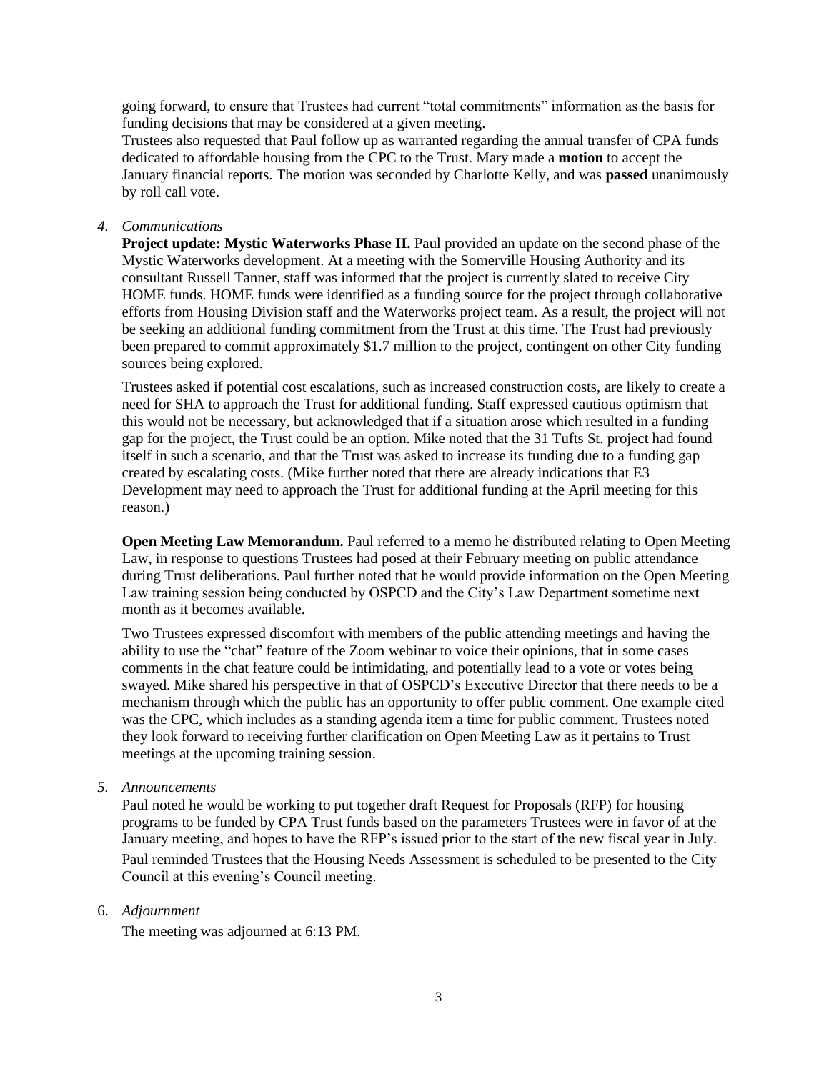going forward, to ensure that Trustees had current "total commitments" information as the basis for funding decisions that may be considered at a given meeting.

Trustees also requested that Paul follow up as warranted regarding the annual transfer of CPA funds dedicated to affordable housing from the CPC to the Trust. Mary made a **motion** to accept the January financial reports. The motion was seconded by Charlotte Kelly, and was **passed** unanimously by roll call vote.

4. *Communications*

   **Project update: Mystic Waterworks Phase II.** Paul provided an update on the second phase of the Mystic Waterworks development. At a meeting with the Somerville Housing Authority and its consultant Russell Tanner, staff was informed that the project is currently slated to receive City HOME funds. HOME funds were identified as a funding source for the project through collaborative efforts from Housing Division staff and the Waterworks project team. As a result, the project will not be seeking an additional funding commitment from the Trust at this time. The Trust had previously been prepared to commit approximately $1.7 million to the project, contingent on other City funding sources being explored.

   Trustees asked if potential cost escalations, such as increased construction costs, are likely to create a need for SHA to approach the Trust for additional funding. Staff expressed cautious optimism that this would not be necessary, but acknowledged that if a situation arose which resulted in a funding gap for the project, the Trust could be an option. Mike noted that the 31 Tufts St. project had found itself in such a scenario, and that the Trust was asked to increase its funding due to a funding gap created by escalating costs. (Mike further noted that there are already indications that E3 Development may need to approach the Trust for additional funding at the April meeting for this reason.)

   **Open Meeting Law Memorandum.** Paul referred to a memo he distributed relating to Open Meeting Law, in response to questions Trustees had posed at their February meeting on public attendance during Trust deliberations. Paul further noted that he would provide information on the Open Meeting Law training session being conducted by OSPCD and the City's Law Department sometime next month as it becomes available.

   Two Trustees expressed discomfort with members of the public attending meetings and having the ability to use the "chat" feature of the Zoom webinar to voice their opinions, that in some cases comments in the chat feature could be intimidating, and potentially lead to a vote or votes being swayed. Mike shared his perspective in that of OSPCD's Executive Director that there needs to be a mechanism through which the public has an opportunity to offer public comment. One example cited was the CPC, which includes as a standing agenda item a time for public comment. Trustees noted they look forward to receiving further clarification on Open Meeting Law as it pertains to Trust meetings at the upcoming training session.

5. *Announcements*

   Paul noted he would be working to put together draft Request for Proposals (RFP) for housing programs to be funded by CPA Trust funds based on the parameters Trustees were in favor of at the January meeting, and hopes to have the RFP's issued prior to the start of the new fiscal year in July.

   Paul reminded Trustees that the Housing Needs Assessment is scheduled to be presented to the City Council at this evening's Council meeting.

6. *Adjournment*

   The meeting was adjourned at 6:13 PM.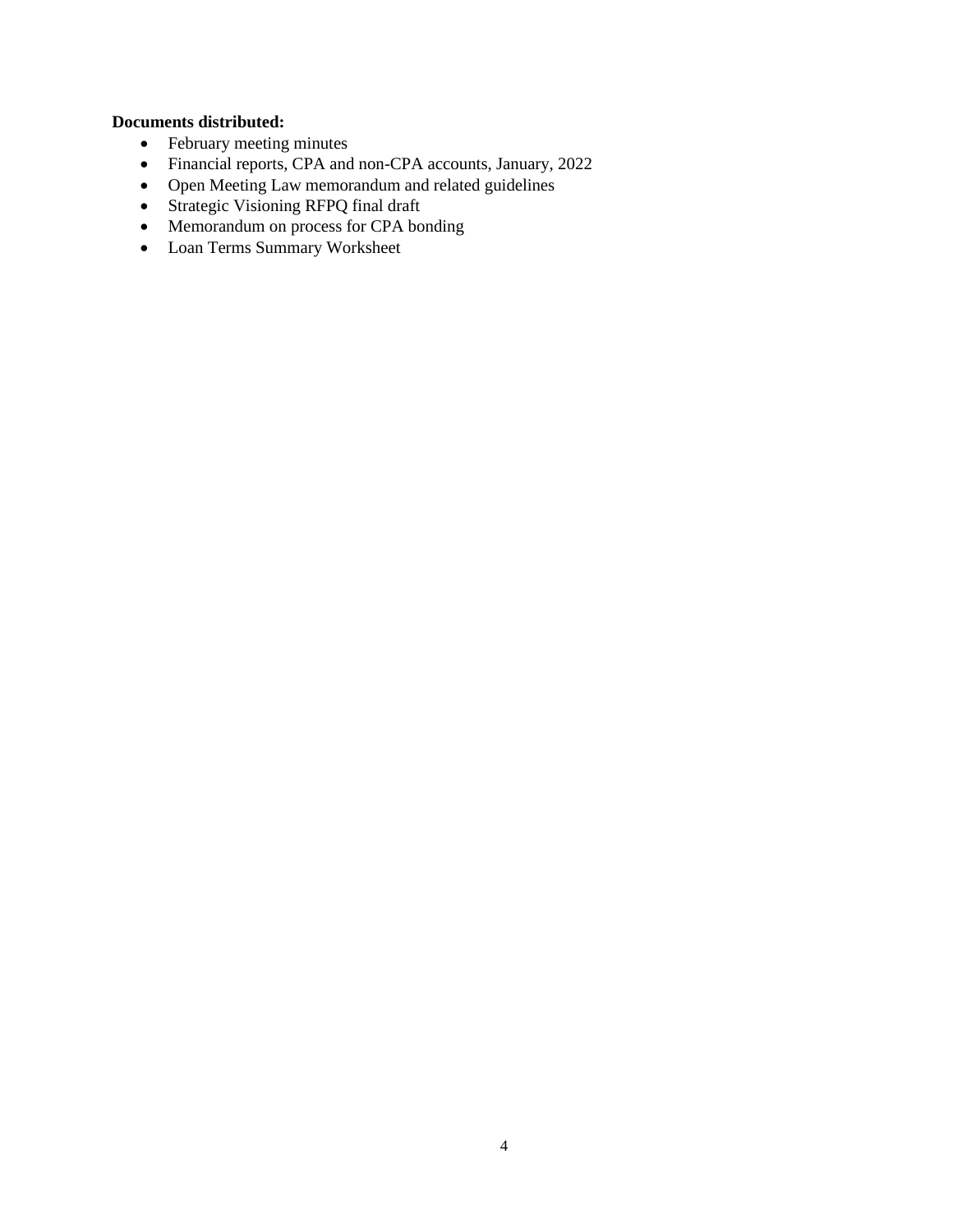**Documents distributed:**

- February meeting minutes
- Financial reports, CPA and non-CPA accounts, January, 2022
- Open Meeting Law memorandum and related guidelines
- Strategic Visioning RFPQ final draft
- Memorandum on process for CPA bonding
- Loan Terms Summary Worksheet